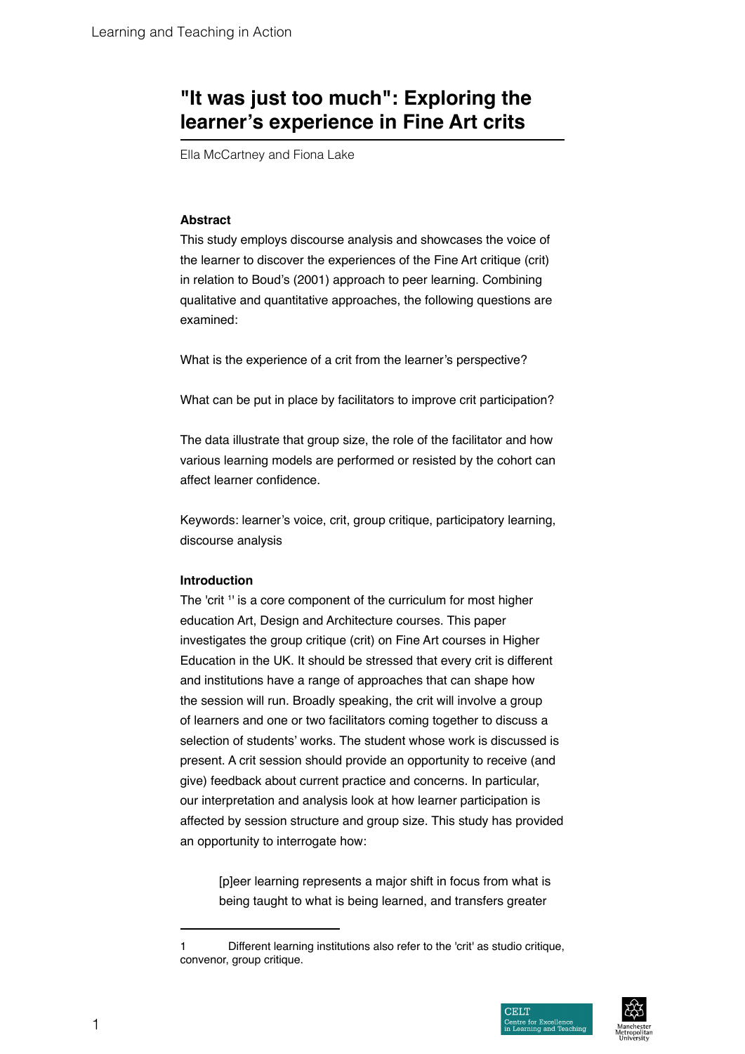# "It was just too much": Exploring the learner's experience in Fine Art crits

Ella McCartney and Fiona Lake

**Abstract**

This study employs discourse analysis and showcases the voice of the learner to discover the experiences of the Fine Art critique (crit) in relation to Boud's (2001) approach to peer learning. Combining qualitative and quantitative approaches, the following questions are examined:

What is the experience of a crit from the learner's perspective?

What can be put in place by facilitators to improve crit participation?

The data illustrate that group size, the role of the facilitator and how various learning models are performed or resisted by the cohort can affect learner confidence.

Keywords: learner's voice, crit, group critique, participatory learning, discourse analysis

**Introduction**

The 'crit [1]' is a core component of the curriculum for most higher education Art, Design and Architecture courses. This paper investigates the group critique (crit) on Fine Art courses in Higher Education in the UK. It should be stressed that every crit is different and institutions have a range of approaches that can shape how the session will run. Broadly speaking, the crit will involve a group of learners and one or two facilitators coming together to discuss a selection of students' works. The student whose work is discussed is present. A crit session should provide an opportunity to receive (and give) feedback about current practice and concerns. In particular, our interpretation and analysis look at how learner participation is affected by session structure and group size. This study has provided an opportunity to interrogate how:

> [p]eer learning represents a major shift in focus from what is being taught to what is being learned, and transfers greater

1 Different learning institutions also refer to the 'crit' as studio critique, convenor, group critique.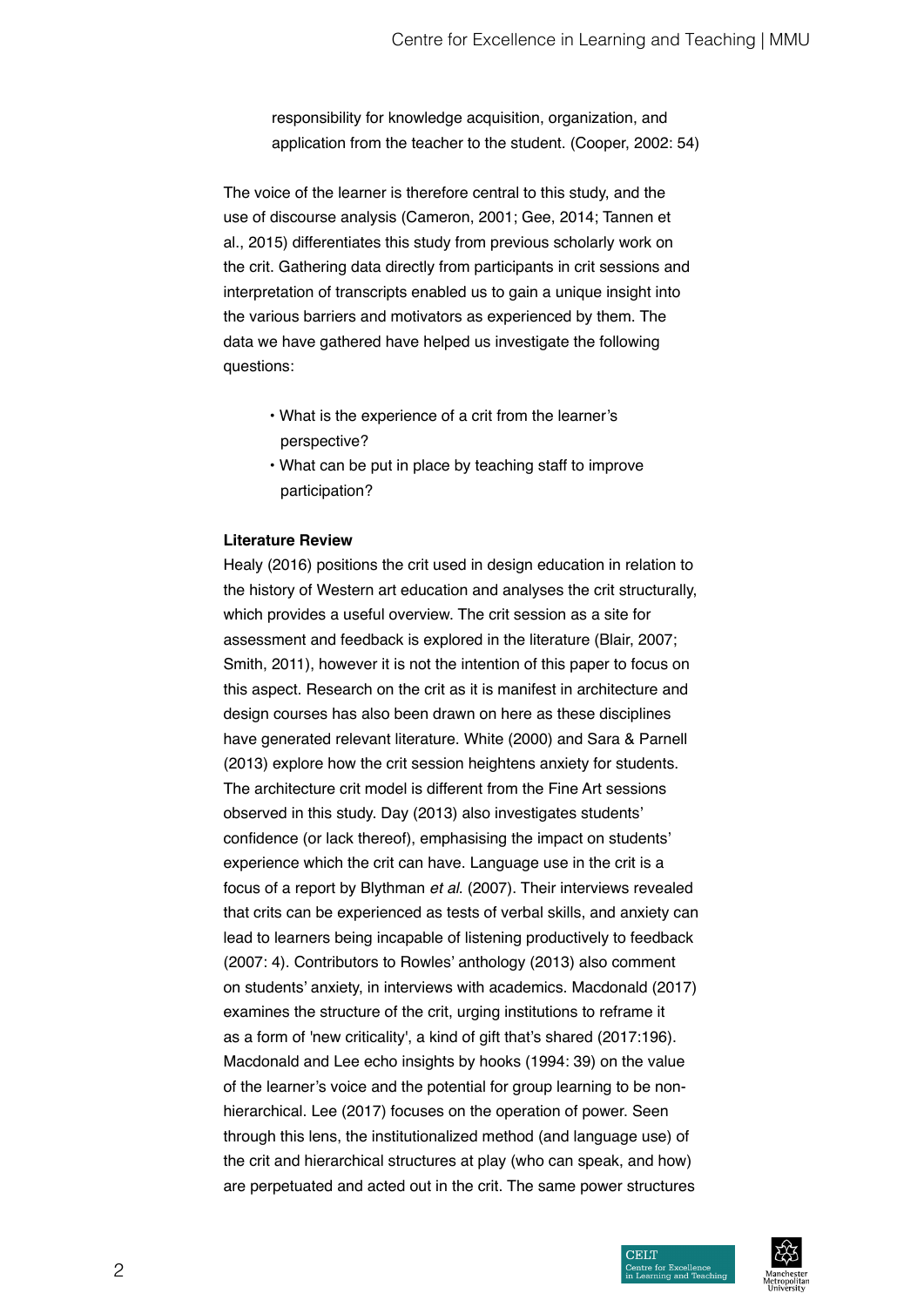> responsibility for knowledge acquisition, organization, and application from the teacher to the student. (Cooper, 2002: 54)

The voice of the learner is therefore central to this study, and the use of discourse analysis (Cameron, 2001; Gee, 2014; Tannen et al., 2015) differentiates this study from previous scholarly work on the crit. Gathering data directly from participants in crit sessions and interpretation of transcripts enabled us to gain a unique insight into the various barriers and motivators as experienced by them. The data we have gathered have helped us investigate the following questions:

- What is the experience of a crit from the learner's perspective?
- What can be put in place by teaching staff to improve participation?

**Literature Review**

Healy (2016) positions the crit used in design education in relation to the history of Western art education and analyses the crit structurally, which provides a useful overview. The crit session as a site for assessment and feedback is explored in the literature (Blair, 2007; Smith, 2011), however it is not the intention of this paper to focus on this aspect. Research on the crit as it is manifest in architecture and design courses has also been drawn on here as these disciplines have generated relevant literature. White (2000) and Sara & Parnell (2013) explore how the crit session heightens anxiety for students. The architecture crit model is different from the Fine Art sessions observed in this study. Day (2013) also investigates students' confidence (or lack thereof), emphasising the impact on students' experience which the crit can have. Language use in the crit is a focus of a report by Blythman *et al*. (2007). Their interviews revealed that crits can be experienced as tests of verbal skills, and anxiety can lead to learners being incapable of listening productively to feedback (2007: 4). Contributors to Rowles' anthology (2013) also comment on students' anxiety, in interviews with academics. Macdonald (2017) examines the structure of the crit, urging institutions to reframe it as a form of 'new criticality', a kind of gift that's shared (2017:196). Macdonald and Lee echo insights by hooks (1994: 39) on the value of the learner's voice and the potential for group learning to be non-hierarchical. Lee (2017) focuses on the operation of power. Seen through this lens, the institutionalized method (and language use) of the crit and hierarchical structures at play (who can speak, and how) are perpetuated and acted out in the crit. The same power structures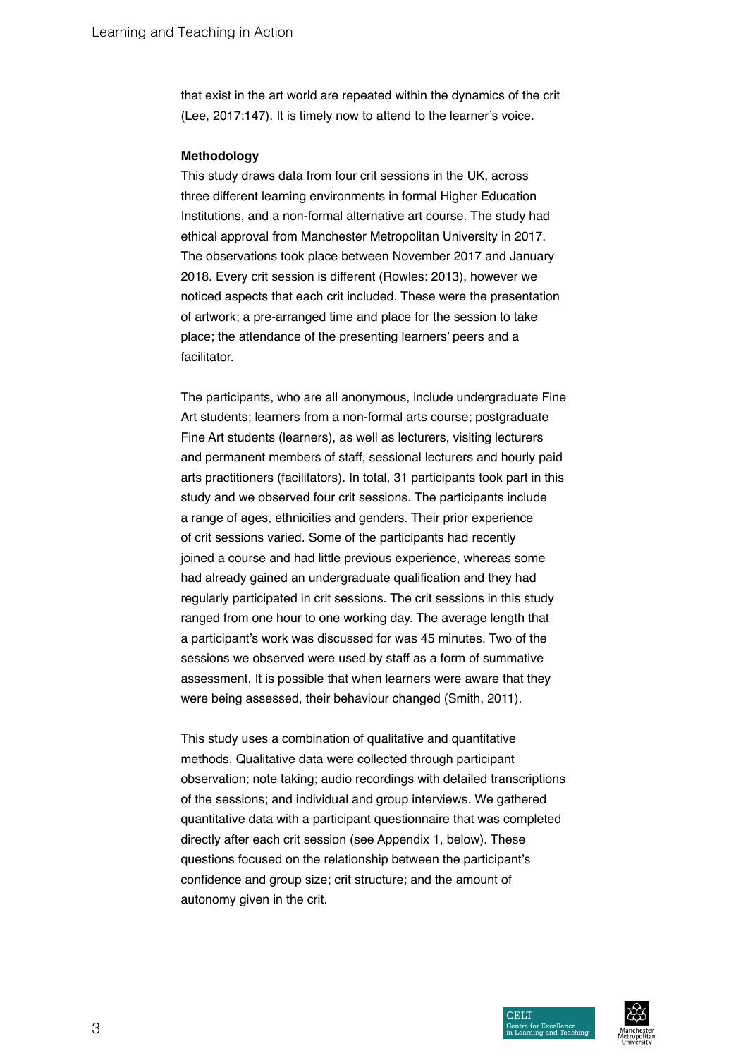that exist in the art world are repeated within the dynamics of the crit (Lee, 2017:147). It is timely now to attend to the learner's voice.

## Methodology

This study draws data from four crit sessions in the UK, across three different learning environments in formal Higher Education Institutions, and a non-formal alternative art course. The study had ethical approval from Manchester Metropolitan University in 2017. The observations took place between November 2017 and January 2018. Every crit session is different (Rowles: 2013), however we noticed aspects that each crit included. These were the presentation of artwork; a pre-arranged time and place for the session to take place; the attendance of the presenting learners' peers and a facilitator.

The participants, who are all anonymous, include undergraduate Fine Art students; learners from a non-formal arts course; postgraduate Fine Art students (learners), as well as lecturers, visiting lecturers and permanent members of staff, sessional lecturers and hourly paid arts practitioners (facilitators). In total, 31 participants took part in this study and we observed four crit sessions. The participants include a range of ages, ethnicities and genders. Their prior experience of crit sessions varied. Some of the participants had recently joined a course and had little previous experience, whereas some had already gained an undergraduate qualification and they had regularly participated in crit sessions. The crit sessions in this study ranged from one hour to one working day. The average length that a participant's work was discussed for was 45 minutes. Two of the sessions we observed were used by staff as a form of summative assessment. It is possible that when learners were aware that they were being assessed, their behaviour changed (Smith, 2011).

This study uses a combination of qualitative and quantitative methods. Qualitative data were collected through participant observation; note taking; audio recordings with detailed transcriptions of the sessions; and individual and group interviews. We gathered quantitative data with a participant questionnaire that was completed directly after each crit session (see Appendix 1, below). These questions focused on the relationship between the participant's confidence and group size; crit structure; and the amount of autonomy given in the crit.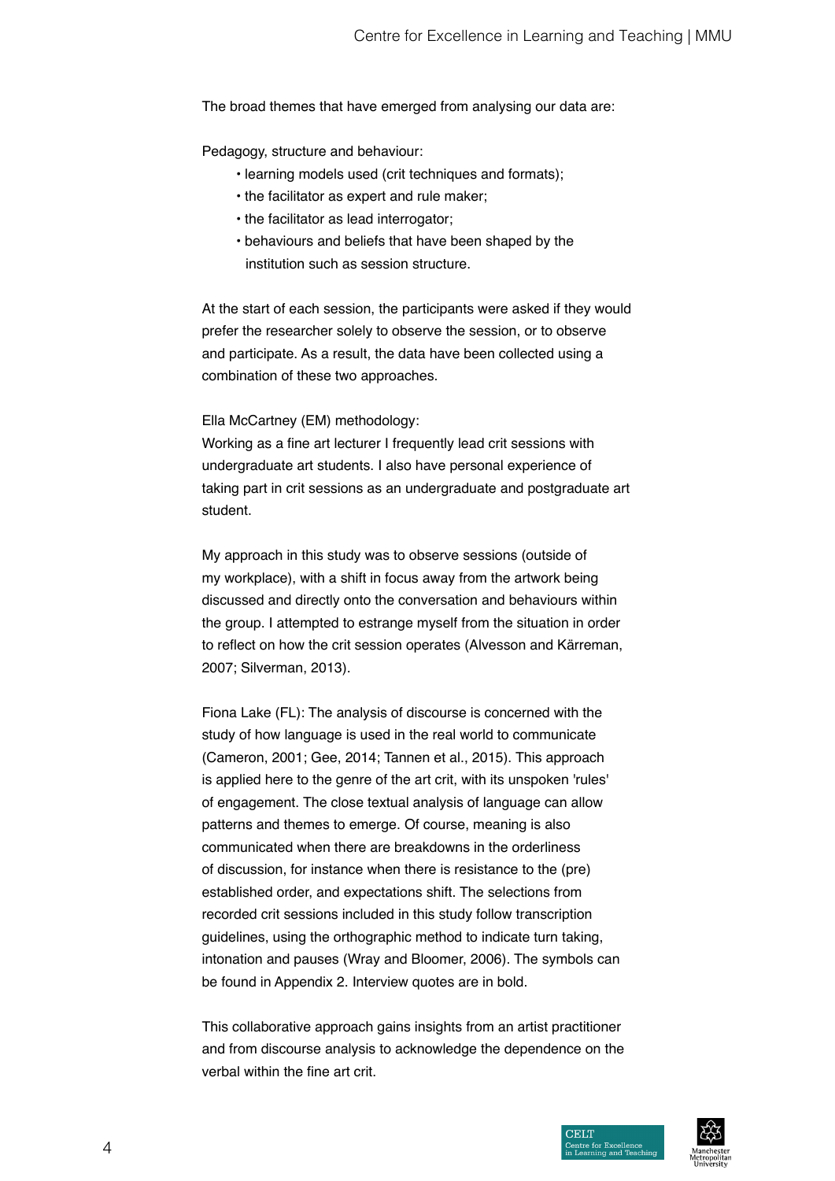The broad themes that have emerged from analysing our data are:

Pedagogy, structure and behaviour:

- learning models used (crit techniques and formats);
- the facilitator as expert and rule maker;
- the facilitator as lead interrogator;
- behaviours and beliefs that have been shaped by the institution such as session structure.

At the start of each session, the participants were asked if they would prefer the researcher solely to observe the session, or to observe and participate. As a result, the data have been collected using a combination of these two approaches.

Ella McCartney (EM) methodology:
Working as a fine art lecturer I frequently lead crit sessions with undergraduate art students. I also have personal experience of taking part in crit sessions as an undergraduate and postgraduate art student.

My approach in this study was to observe sessions (outside of my workplace), with a shift in focus away from the artwork being discussed and directly onto the conversation and behaviours within the group. I attempted to estrange myself from the situation in order to reflect on how the crit session operates (Alvesson and Kärreman, 2007; Silverman, 2013).

Fiona Lake (FL): The analysis of discourse is concerned with the study of how language is used in the real world to communicate (Cameron, 2001; Gee, 2014; Tannen et al., 2015). This approach is applied here to the genre of the art crit, with its unspoken 'rules' of engagement. The close textual analysis of language can allow patterns and themes to emerge. Of course, meaning is also communicated when there are breakdowns in the orderliness of discussion, for instance when there is resistance to the (pre) established order, and expectations shift. The selections from recorded crit sessions included in this study follow transcription guidelines, using the orthographic method to indicate turn taking, intonation and pauses (Wray and Bloomer, 2006). The symbols can be found in Appendix 2. Interview quotes are in bold.

This collaborative approach gains insights from an artist practitioner and from discourse analysis to acknowledge the dependence on the verbal within the fine art crit.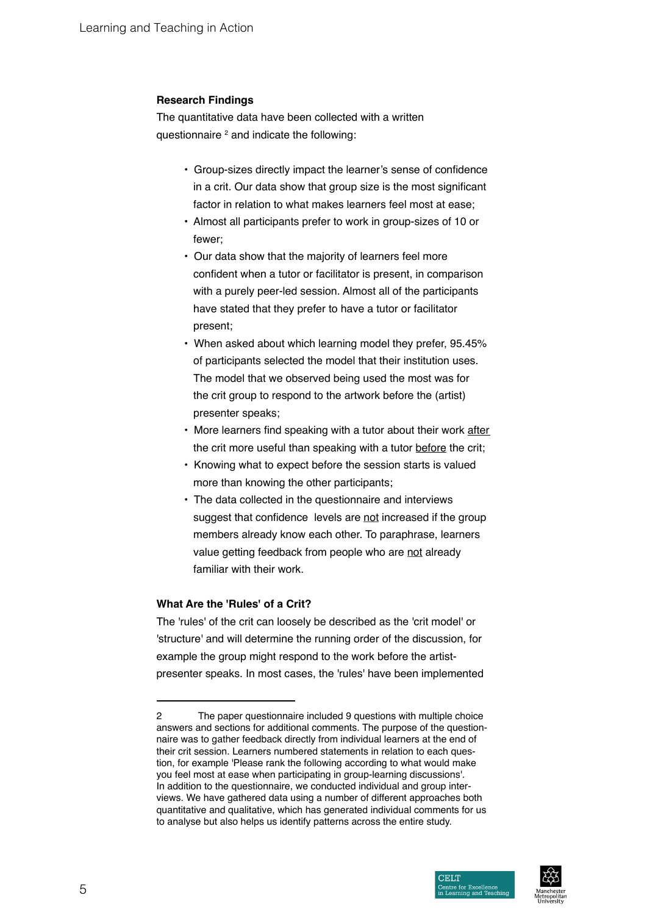### Research Findings

The quantitative data have been collected with a written questionnaire [2] and indicate the following:

- Group-sizes directly impact the learner's sense of confidence in a crit. Our data show that group size is the most significant factor in relation to what makes learners feel most at ease;
- Almost all participants prefer to work in group-sizes of 10 or fewer;
- Our data show that the majority of learners feel more confident when a tutor or facilitator is present, in comparison with a purely peer-led session. Almost all of the participants have stated that they prefer to have a tutor or facilitator present;
- When asked about which learning model they prefer, 95.45% of participants selected the model that their institution uses. The model that we observed being used the most was for the crit group to respond to the artwork before the (artist) presenter speaks;
- More learners find speaking with a tutor about their work <u>after</u> the crit more useful than speaking with a tutor <u>before</u> the crit;
- Knowing what to expect before the session starts is valued more than knowing the other participants;
- The data collected in the questionnaire and interviews suggest that confidence levels are <u>not</u> increased if the group members already know each other. To paraphrase, learners value getting feedback from people who are <u>not</u> already familiar with their work.

### What Are the 'Rules' of a Crit?

The 'rules' of the crit can loosely be described as the 'crit model' or 'structure' and will determine the running order of the discussion, for example the group might respond to the work before the artist-presenter speaks. In most cases, the 'rules' have been implemented

---

2 The paper questionnaire included 9 questions with multiple choice answers and sections for additional comments. The purpose of the questionnaire was to gather feedback directly from individual learners at the end of their crit session. Learners numbered statements in relation to each question, for example 'Please rank the following according to what would make you feel most at ease when participating in group-learning discussions'. In addition to the questionnaire, we conducted individual and group interviews. We have gathered data using a number of different approaches both quantitative and qualitative, which has generated individual comments for us to analyse but also helps us identify patterns across the entire study.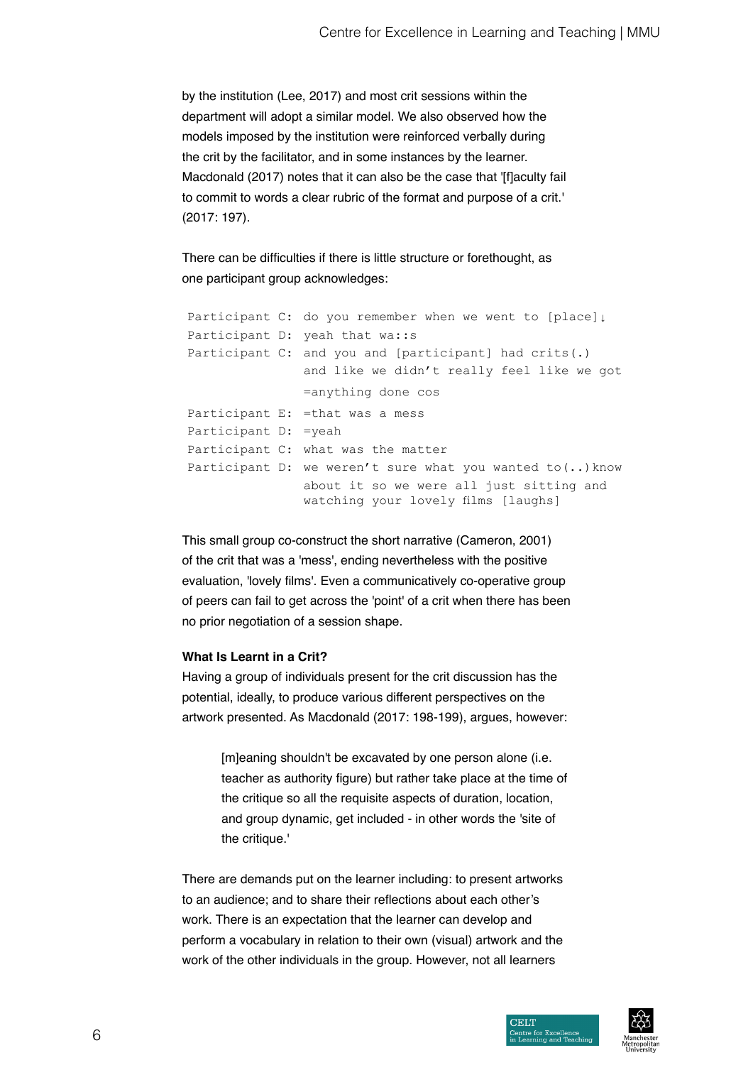by the institution (Lee, 2017) and most crit sessions within the department will adopt a similar model. We also observed how the models imposed by the institution were reinforced verbally during the crit by the facilitator, and in some instances by the learner. Macdonald (2017) notes that it can also be the case that '[f]aculty fail to commit to words a clear rubric of the format and purpose of a crit.' (2017: 197).

There can be difficulties if there is little structure or forethought, as one participant group acknowledges:

```
Participant C: do you remember when we went to [place]↓
Participant D: yeah that wa::s
Participant C: and you and [participant] had crits(.)
               and like we didn't really feel like we got
               =anything done cos
Participant E: =that was a mess
Participant D: =yeah
Participant C: what was the matter
Participant D: we weren't sure what you wanted to(..)know
               about it so we were all just sitting and
               watching your lovely films [laughs]
```

This small group co-construct the short narrative (Cameron, 2001) of the crit that was a 'mess', ending nevertheless with the positive evaluation, 'lovely films'. Even a communicatively co-operative group of peers can fail to get across the 'point' of a crit when there has been no prior negotiation of a session shape.

**What Is Learnt in a Crit?**

Having a group of individuals present for the crit discussion has the potential, ideally, to produce various different perspectives on the artwork presented. As Macdonald (2017: 198-199), argues, however:

> [m]eaning shouldn't be excavated by one person alone (i.e. teacher as authority figure) but rather take place at the time of the critique so all the requisite aspects of duration, location, and group dynamic, get included - in other words the 'site of the critique.'

There are demands put on the learner including: to present artworks to an audience; and to share their reflections about each other's work. There is an expectation that the learner can develop and perform a vocabulary in relation to their own (visual) artwork and the work of the other individuals in the group. However, not all learners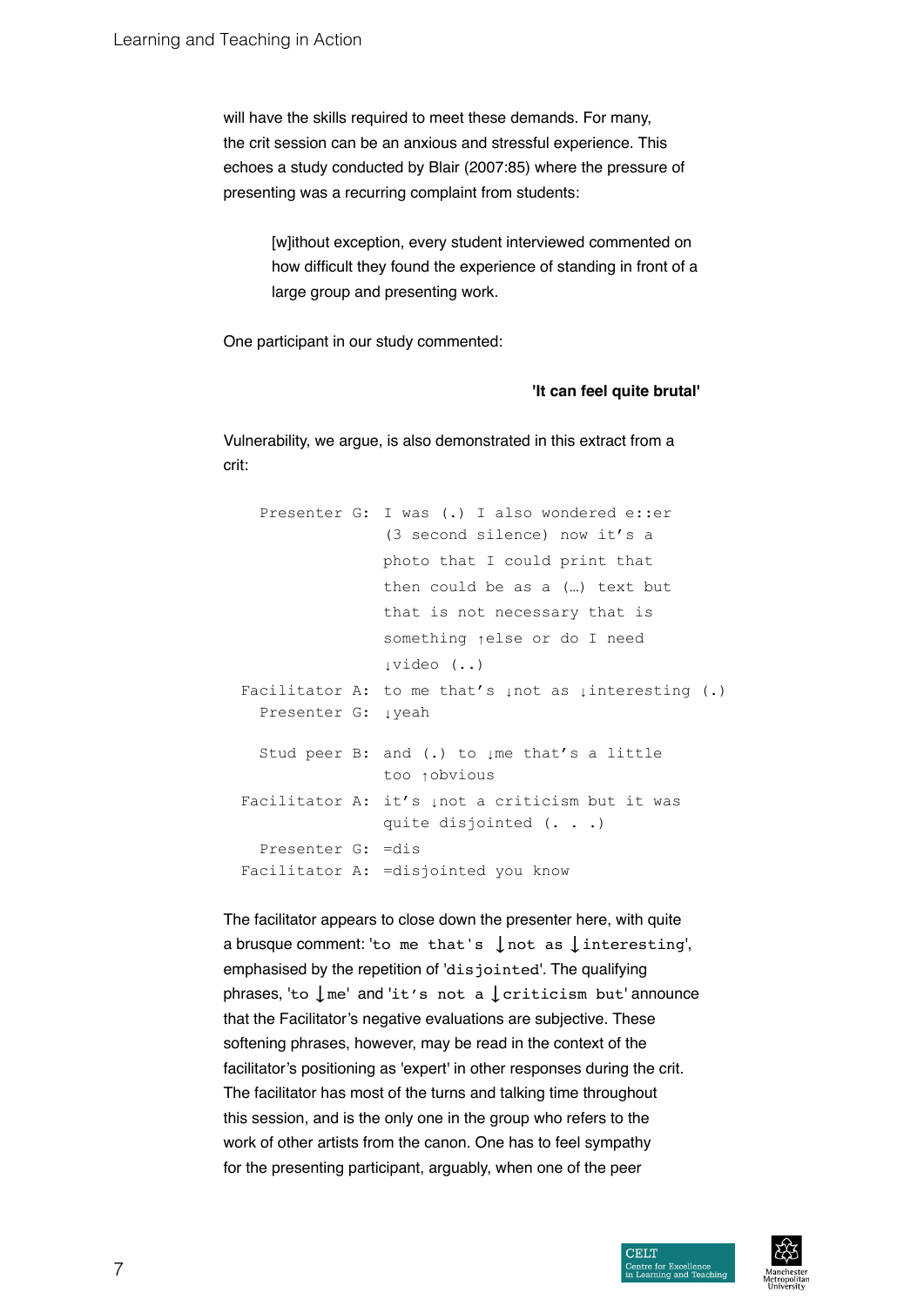will have the skills required to meet these demands. For many, the crit session can be an anxious and stressful experience. This echoes a study conducted by Blair (2007:85) where the pressure of presenting was a recurring complaint from students:

> [w]ithout exception, every student interviewed commented on how difficult they found the experience of standing in front of a large group and presenting work.

One participant in our study commented:

**'It can feel quite brutal'**

Vulnerability, we argue, is also demonstrated in this extract from a crit:

```
   Presenter G:  I was (.) I also wondered e::er
                 (3 second silence) now it's a
                 photo that I could print that
                 then could be as a (…) text but
                 that is not necessary that is
                 something ↑else or do I need
                 ↓video (..)
 Facilitator A:  to me that's ↓not as ↓interesting (.)
   Presenter G:  ↓yeah

   Stud peer B:  and (.) to ↓me that's a little
                 too ↑obvious
 Facilitator A:  it's ↓not a criticism but it was
                 quite disjointed (. . .)
   Presenter G:  =dis
 Facilitator A:  =disjointed you know
```

The facilitator appears to close down the presenter here, with quite a brusque comment: '`to me that's ↓not as ↓interesting`', emphasised by the repetition of '`disjointed`'. The qualifying phrases, '`to ↓me`' and '`it's not a ↓criticism but`' announce that the Facilitator's negative evaluations are subjective. These softening phrases, however, may be read in the context of the facilitator's positioning as 'expert' in other responses during the crit. The facilitator has most of the turns and talking time throughout this session, and is the only one in the group who refers to the work of other artists from the canon. One has to feel sympathy for the presenting participant, arguably, when one of the peer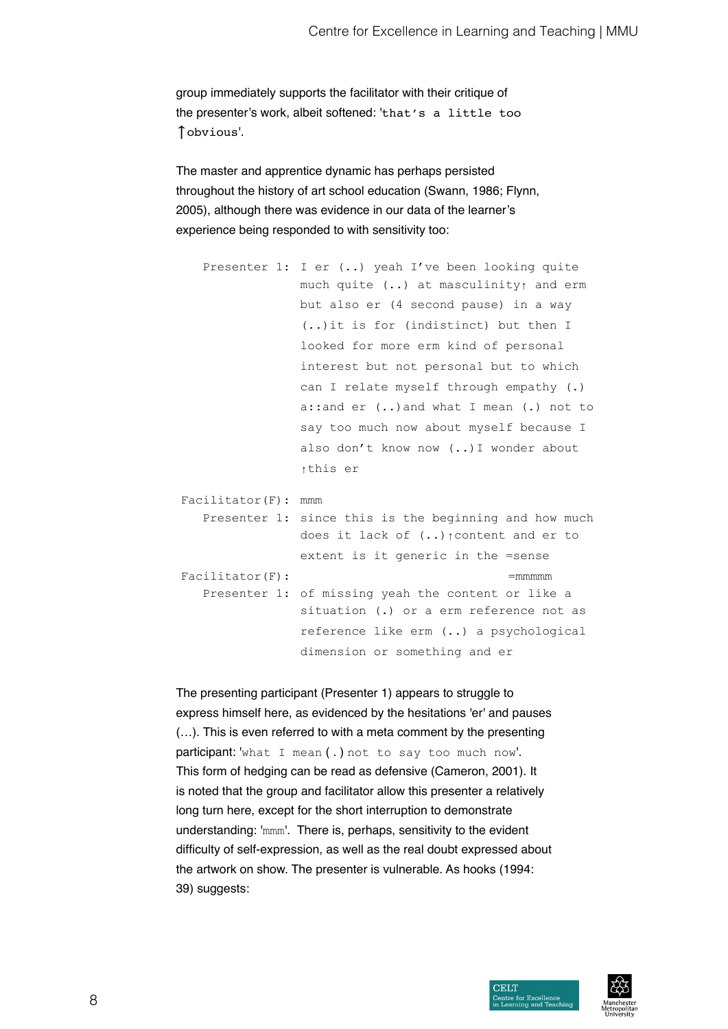group immediately supports the facilitator with their critique of the presenter's work, albeit softened: 'that's a little too ↑obvious'.

The master and apprentice dynamic has perhaps persisted throughout the history of art school education (Swann, 1986; Flynn, 2005), although there was evidence in our data of the learner's experience being responded to with sensitivity too:

```
   Presenter 1: I er (..) yeah I've been looking quite
                much quite (..) at masculinity↑ and erm
                but also er (4 second pause) in a way
                (..)it is for (indistinct) but then I
                looked for more erm kind of personal
                interest but not personal but to which
                can I relate myself through empathy (.)
                a::and er (..)and what I mean (.) not to
                say too much now about myself because I
                also don't know now (..)I wonder about
                ↑this er
Facilitator(F): mmm
   Presenter 1: since this is the beginning and how much
                does it lack of (..)↑content and er to
                extent is it generic in the =sense
Facilitator(F):                             =mmmmm
   Presenter 1: of missing yeah the content or like a
                situation (.) or a erm reference not as
                reference like erm (..) a psychological
                dimension or something and er
```

The presenting participant (Presenter 1) appears to struggle to express himself here, as evidenced by the hesitations 'er' and pauses (…). This is even referred to with a meta comment by the presenting participant: 'what I mean (.) not to say too much now'. This form of hedging can be read as defensive (Cameron, 2001). It is noted that the group and facilitator allow this presenter a relatively long turn here, except for the short interruption to demonstrate understanding: 'mmm'. There is, perhaps, sensitivity to the evident difficulty of self-expression, as well as the real doubt expressed about the artwork on show. The presenter is vulnerable. As hooks (1994: 39) suggests: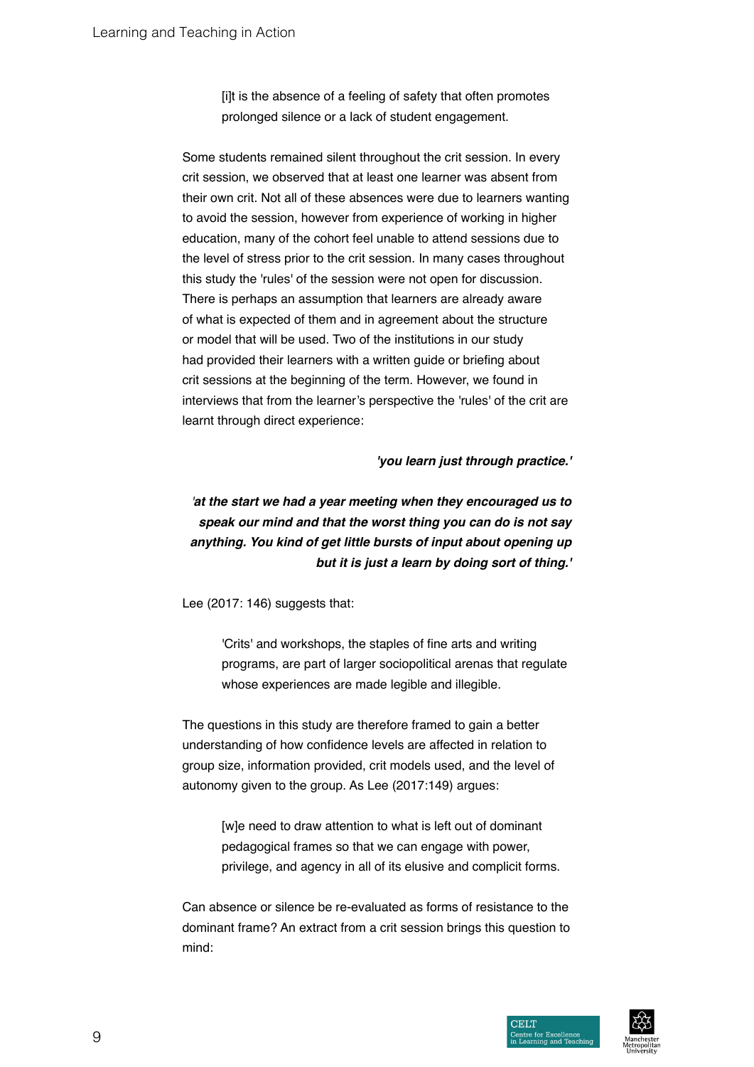> [i]t is the absence of a feeling of safety that often promotes prolonged silence or a lack of student engagement.

Some students remained silent throughout the crit session. In every crit session, we observed that at least one learner was absent from their own crit. Not all of these absences were due to learners wanting to avoid the session, however from experience of working in higher education, many of the cohort feel unable to attend sessions due to the level of stress prior to the crit session. In many cases throughout this study the 'rules' of the session were not open for discussion. There is perhaps an assumption that learners are already aware of what is expected of them and in agreement about the structure or model that will be used. Two of the institutions in our study had provided their learners with a written guide or briefing about crit sessions at the beginning of the term. However, we found in interviews that from the learner's perspective the 'rules' of the crit are learnt through direct experience:

***'you learn just through practice.'***

***'at the start we had a year meeting when they encouraged us to speak our mind and that the worst thing you can do is not say anything. You kind of get little bursts of input about opening up but it is just a learn by doing sort of thing.'***

Lee (2017: 146) suggests that:

> 'Crits' and workshops, the staples of fine arts and writing programs, are part of larger sociopolitical arenas that regulate whose experiences are made legible and illegible.

The questions in this study are therefore framed to gain a better understanding of how confidence levels are affected in relation to group size, information provided, crit models used, and the level of autonomy given to the group. As Lee (2017:149) argues:

> [w]e need to draw attention to what is left out of dominant pedagogical frames so that we can engage with power, privilege, and agency in all of its elusive and complicit forms.

Can absence or silence be re-evaluated as forms of resistance to the dominant frame? An extract from a crit session brings this question to mind: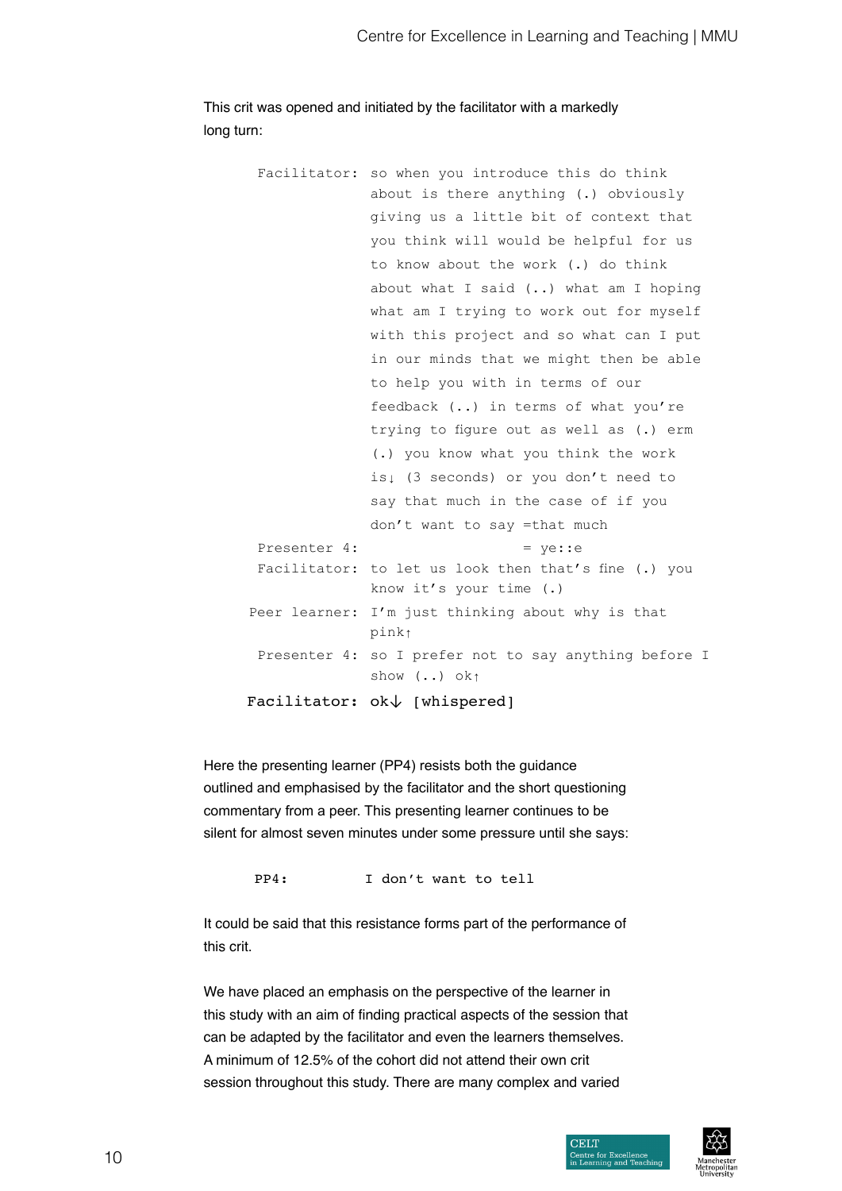This crit was opened and initiated by the facilitator with a markedly long turn:

```
Facilitator: so when you introduce this do think
             about is there anything (.) obviously
             giving us a little bit of context that
             you think will would be helpful for us
             to know about the work (.) do think
             about what I said (..) what am I hoping
             what am I trying to work out for myself
             with this project and so what can I put
             in our minds that we might then be able
             to help you with in terms of our
             feedback (..) in terms of what you're
             trying to figure out as well as (.) erm
             (.) you know what you think the work
             is↓ (3 seconds) or you don't need to
             say that much in the case of if you
             don't want to say =that much
Presenter 4:                          = ye::e
Facilitator: to let us look then that's fine (.) you
             know it's your time (.)
Peer learner: I'm just thinking about why is that
             pink↑
Presenter 4: so I prefer not to say anything before I
             show (..) ok↑
Facilitator: ok↓ [whispered]
```

Here the presenting learner (PP4) resists both the guidance outlined and emphasised by the facilitator and the short questioning commentary from a peer. This presenting learner continues to be silent for almost seven minutes under some pressure until she says:

```
PP4:        I don't want to tell
```

It could be said that this resistance forms part of the performance of this crit.

We have placed an emphasis on the perspective of the learner in this study with an aim of finding practical aspects of the session that can be adapted by the facilitator and even the learners themselves. A minimum of 12.5% of the cohort did not attend their own crit session throughout this study. There are many complex and varied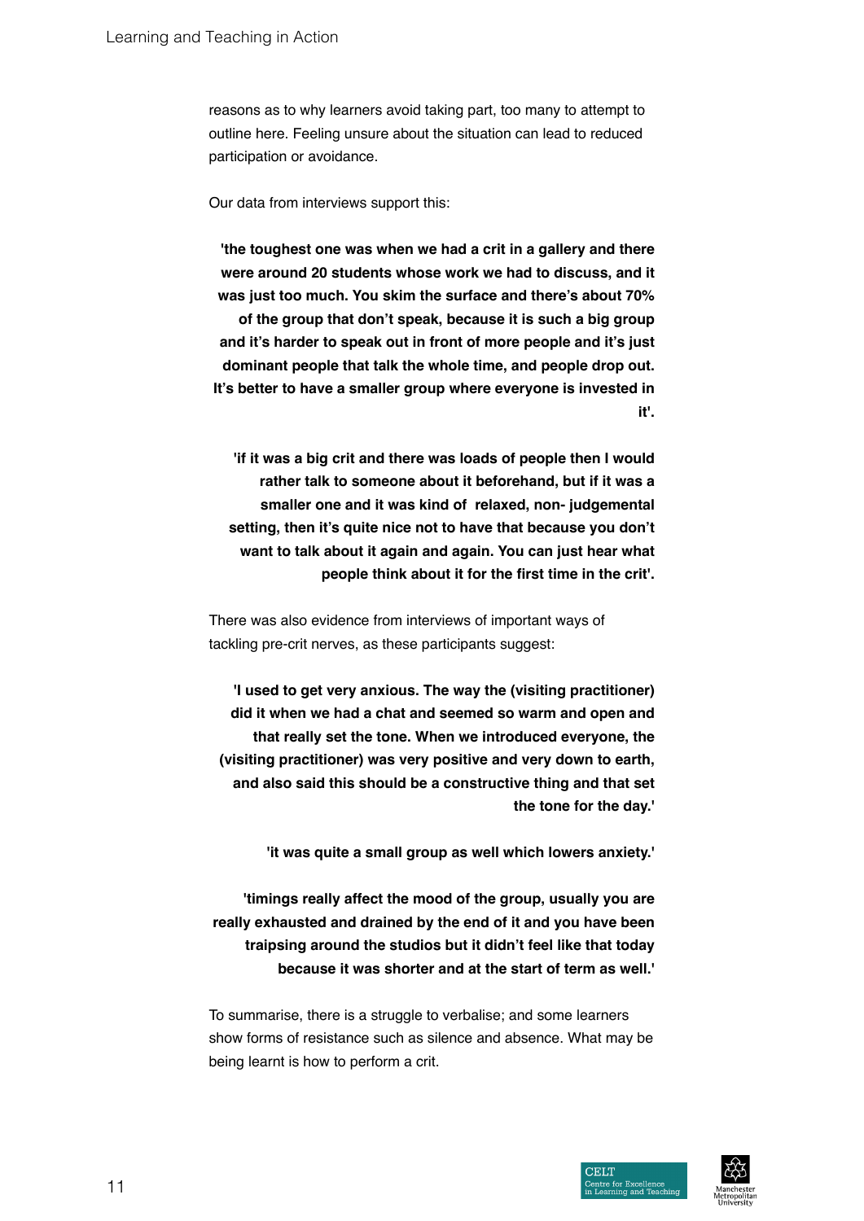reasons as to why learners avoid taking part, too many to attempt to outline here. Feeling unsure about the situation can lead to reduced participation or avoidance.

Our data from interviews support this:

> **'the toughest one was when we had a crit in a gallery and there were around 20 students whose work we had to discuss, and it was just too much. You skim the surface and there's about 70% of the group that don't speak, because it is such a big group and it's harder to speak out in front of more people and it's just dominant people that talk the whole time, and people drop out. It's better to have a smaller group where everyone is invested in it'.**

> **'if it was a big crit and there was loads of people then I would rather talk to someone about it beforehand, but if it was a smaller one and it was kind of relaxed, non- judgemental setting, then it's quite nice not to have that because you don't want to talk about it again and again. You can just hear what people think about it for the first time in the crit'.**

There was also evidence from interviews of important ways of tackling pre-crit nerves, as these participants suggest:

> **'I used to get very anxious. The way the (visiting practitioner) did it when we had a chat and seemed so warm and open and that really set the tone. When we introduced everyone, the (visiting practitioner) was very positive and very down to earth, and also said this should be a constructive thing and that set the tone for the day.'**

> **'it was quite a small group as well which lowers anxiety.'**

> **'timings really affect the mood of the group, usually you are really exhausted and drained by the end of it and you have been traipsing around the studios but it didn't feel like that today because it was shorter and at the start of term as well.'**

To summarise, there is a struggle to verbalise; and some learners show forms of resistance such as silence and absence. What may be being learnt is how to perform a crit.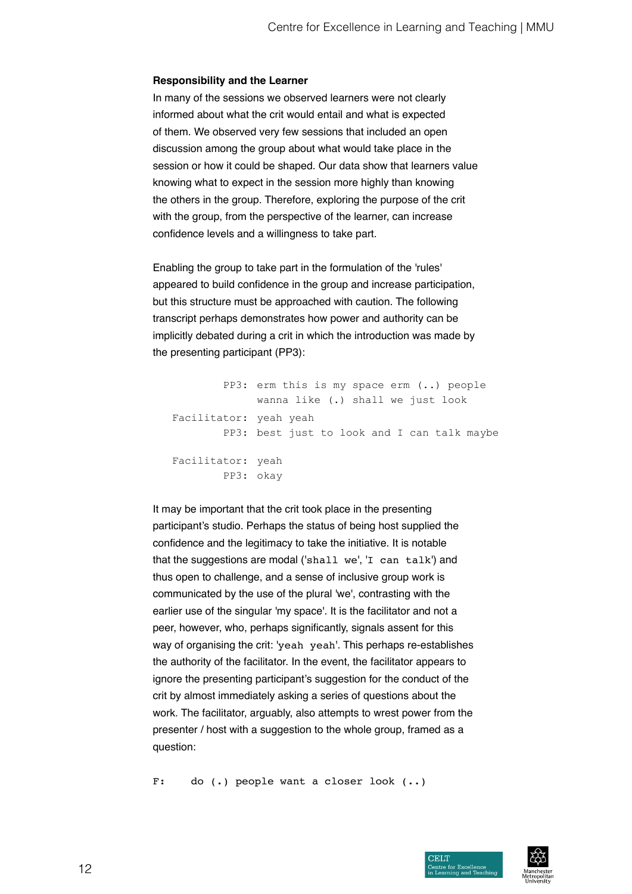### Responsibility and the Learner

In many of the sessions we observed learners were not clearly informed about what the crit would entail and what is expected of them. We observed very few sessions that included an open discussion among the group about what would take place in the session or how it could be shaped. Our data show that learners value knowing what to expect in the session more highly than knowing the others in the group. Therefore, exploring the purpose of the crit with the group, from the perspective of the learner, can increase confidence levels and a willingness to take part.

Enabling the group to take part in the formulation of the 'rules' appeared to build confidence in the group and increase participation, but this structure must be approached with caution. The following transcript perhaps demonstrates how power and authority can be implicitly debated during a crit in which the introduction was made by the presenting participant (PP3):

```
         PP3: erm this is my space erm (..) people
              wanna like (.) shall we just look
 Facilitator: yeah yeah
         PP3: best just to look and I can talk maybe

 Facilitator: yeah
         PP3: okay
```

It may be important that the crit took place in the presenting participant's studio. Perhaps the status of being host supplied the confidence and the legitimacy to take the initiative. It is notable that the suggestions are modal ('shall we', 'I can talk') and thus open to challenge, and a sense of inclusive group work is communicated by the use of the plural 'we', contrasting with the earlier use of the singular 'my space'. It is the facilitator and not a peer, however, who, perhaps significantly, signals assent for this way of organising the crit: 'yeah yeah'. This perhaps re-establishes the authority of the facilitator. In the event, the facilitator appears to ignore the presenting participant's suggestion for the conduct of the crit by almost immediately asking a series of questions about the work. The facilitator, arguably, also attempts to wrest power from the presenter / host with a suggestion to the whole group, framed as a question:

```
F:    do (.) people want a closer look (..)
```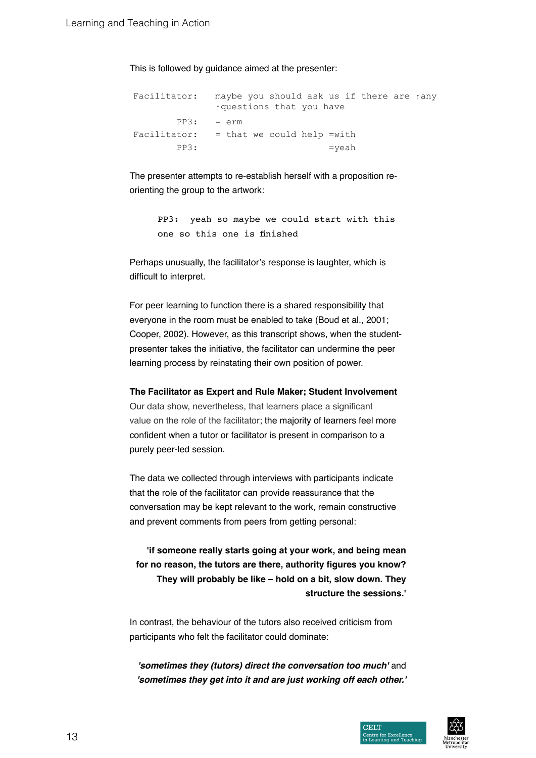This is followed by guidance aimed at the presenter:

```
Facilitator:   maybe you should ask us if there are ↑any
               ↑questions that you have
        PP3:   = erm
Facilitator:   = that we could help =with
        PP3:                          =yeah
```

The presenter attempts to re-establish herself with a proposition re-orienting the group to the artwork:

```
PP3:  yeah so maybe we could start with this
one so this one is finished
```

Perhaps unusually, the facilitator's response is laughter, which is difficult to interpret.

For peer learning to function there is a shared responsibility that everyone in the room must be enabled to take (Boud et al., 2001; Cooper, 2002). However, as this transcript shows, when the student-presenter takes the initiative, the facilitator can undermine the peer learning process by reinstating their own position of power.

**The Facilitator as Expert and Rule Maker; Student Involvement**

Our data show, nevertheless, that learners place a significant value on the role of the facilitator; the majority of learners feel more confident when a tutor or facilitator is present in comparison to a purely peer-led session.

The data we collected through interviews with participants indicate that the role of the facilitator can provide reassurance that the conversation may be kept relevant to the work, remain constructive and prevent comments from peers from getting personal:

> **'if someone really starts going at your work, and being mean for no reason, the tutors are there, authority figures you know? They will probably be like – hold on a bit, slow down. They structure the sessions.'**

In contrast, the behaviour of the tutors also received criticism from participants who felt the facilitator could dominate:

> ***'sometimes they (tutors) direct the conversation too much'*** and ***'sometimes they get into it and are just working off each other.'***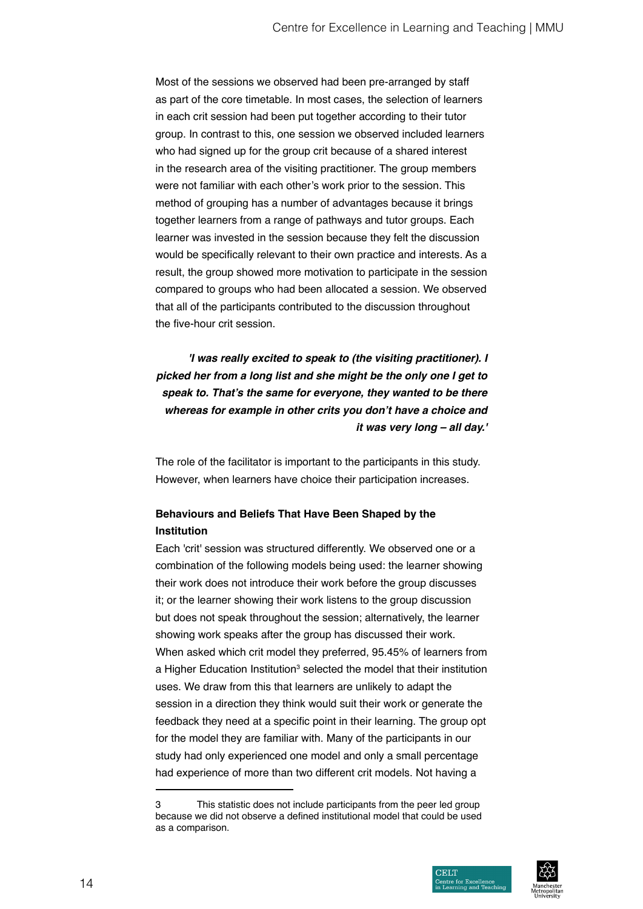Most of the sessions we observed had been pre-arranged by staff as part of the core timetable. In most cases, the selection of learners in each crit session had been put together according to their tutor group. In contrast to this, one session we observed included learners who had signed up for the group crit because of a shared interest in the research area of the visiting practitioner. The group members were not familiar with each other's work prior to the session. This method of grouping has a number of advantages because it brings together learners from a range of pathways and tutor groups. Each learner was invested in the session because they felt the discussion would be specifically relevant to their own practice and interests. As a result, the group showed more motivation to participate in the session compared to groups who had been allocated a session. We observed that all of the participants contributed to the discussion throughout the five-hour crit session.

> ***'I was really excited to speak to (the visiting practitioner). I picked her from a long list and she might be the only one I get to speak to. That's the same for everyone, they wanted to be there whereas for example in other crits you don't have a choice and it was very long – all day.'***

The role of the facilitator is important to the participants in this study. However, when learners have choice their participation increases.

**Behaviours and Beliefs That Have Been Shaped by the Institution**

Each 'crit' session was structured differently. We observed one or a combination of the following models being used: the learner showing their work does not introduce their work before the group discusses it; or the learner showing their work listens to the group discussion but does not speak throughout the session; alternatively, the learner showing work speaks after the group has discussed their work. When asked which crit model they preferred, 95.45% of learners from a Higher Education Institution[3] selected the model that their institution uses. We draw from this that learners are unlikely to adapt the session in a direction they think would suit their work or generate the feedback they need at a specific point in their learning. The group opt for the model they are familiar with. Many of the participants in our study had only experienced one model and only a small percentage had experience of more than two different crit models. Not having a

---

3 This statistic does not include participants from the peer led group because we did not observe a defined institutional model that could be used as a comparison.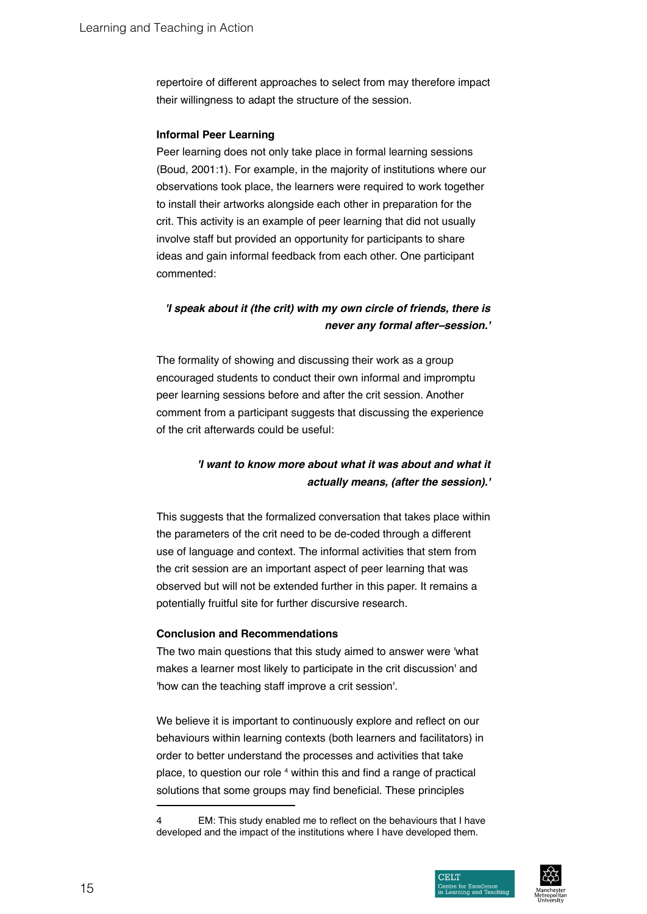repertoire of different approaches to select from may therefore impact their willingness to adapt the structure of the session.

**Informal Peer Learning**

Peer learning does not only take place in formal learning sessions (Boud, 2001:1). For example, in the majority of institutions where our observations took place, the learners were required to work together to install their artworks alongside each other in preparation for the crit. This activity is an example of peer learning that did not usually involve staff but provided an opportunity for participants to share ideas and gain informal feedback from each other. One participant commented:

> ***'I speak about it (the crit) with my own circle of friends, there is never any formal after–session.'***

The formality of showing and discussing their work as a group encouraged students to conduct their own informal and impromptu peer learning sessions before and after the crit session. Another comment from a participant suggests that discussing the experience of the crit afterwards could be useful:

> ***'I want to know more about what it was about and what it actually means, (after the session).'***

This suggests that the formalized conversation that takes place within the parameters of the crit need to be de-coded through a different use of language and context. The informal activities that stem from the crit session are an important aspect of peer learning that was observed but will not be extended further in this paper. It remains a potentially fruitful site for further discursive research.

**Conclusion and Recommendations**

The two main questions that this study aimed to answer were 'what makes a learner most likely to participate in the crit discussion' and 'how can the teaching staff improve a crit session'.

We believe it is important to continuously explore and reflect on our behaviours within learning contexts (both learners and facilitators) in order to better understand the processes and activities that take place, to question our role [4] within this and find a range of practical solutions that some groups may find beneficial. These principles

---

4 EM: This study enabled me to reflect on the behaviours that I have developed and the impact of the institutions where I have developed them.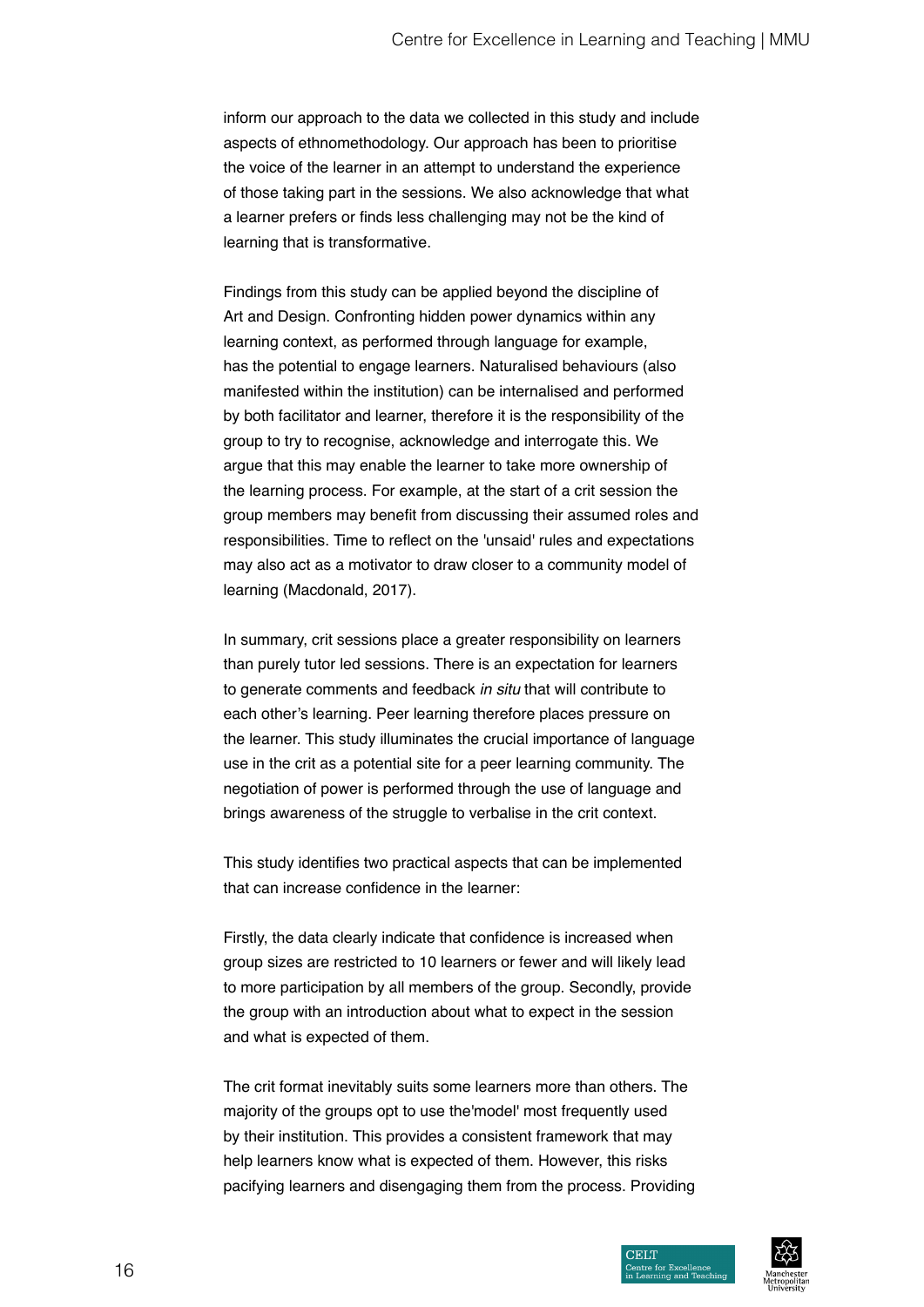inform our approach to the data we collected in this study and include aspects of ethnomethodology. Our approach has been to prioritise the voice of the learner in an attempt to understand the experience of those taking part in the sessions. We also acknowledge that what a learner prefers or finds less challenging may not be the kind of learning that is transformative.

Findings from this study can be applied beyond the discipline of Art and Design. Confronting hidden power dynamics within any learning context, as performed through language for example, has the potential to engage learners. Naturalised behaviours (also manifested within the institution) can be internalised and performed by both facilitator and learner, therefore it is the responsibility of the group to try to recognise, acknowledge and interrogate this. We argue that this may enable the learner to take more ownership of the learning process. For example, at the start of a crit session the group members may benefit from discussing their assumed roles and responsibilities. Time to reflect on the 'unsaid' rules and expectations may also act as a motivator to draw closer to a community model of learning (Macdonald, 2017).

In summary, crit sessions place a greater responsibility on learners than purely tutor led sessions. There is an expectation for learners to generate comments and feedback *in situ* that will contribute to each other's learning. Peer learning therefore places pressure on the learner. This study illuminates the crucial importance of language use in the crit as a potential site for a peer learning community. The negotiation of power is performed through the use of language and brings awareness of the struggle to verbalise in the crit context.

This study identifies two practical aspects that can be implemented that can increase confidence in the learner:

Firstly, the data clearly indicate that confidence is increased when group sizes are restricted to 10 learners or fewer and will likely lead to more participation by all members of the group. Secondly, provide the group with an introduction about what to expect in the session and what is expected of them.

The crit format inevitably suits some learners more than others. The majority of the groups opt to use the'model' most frequently used by their institution. This provides a consistent framework that may help learners know what is expected of them. However, this risks pacifying learners and disengaging them from the process. Providing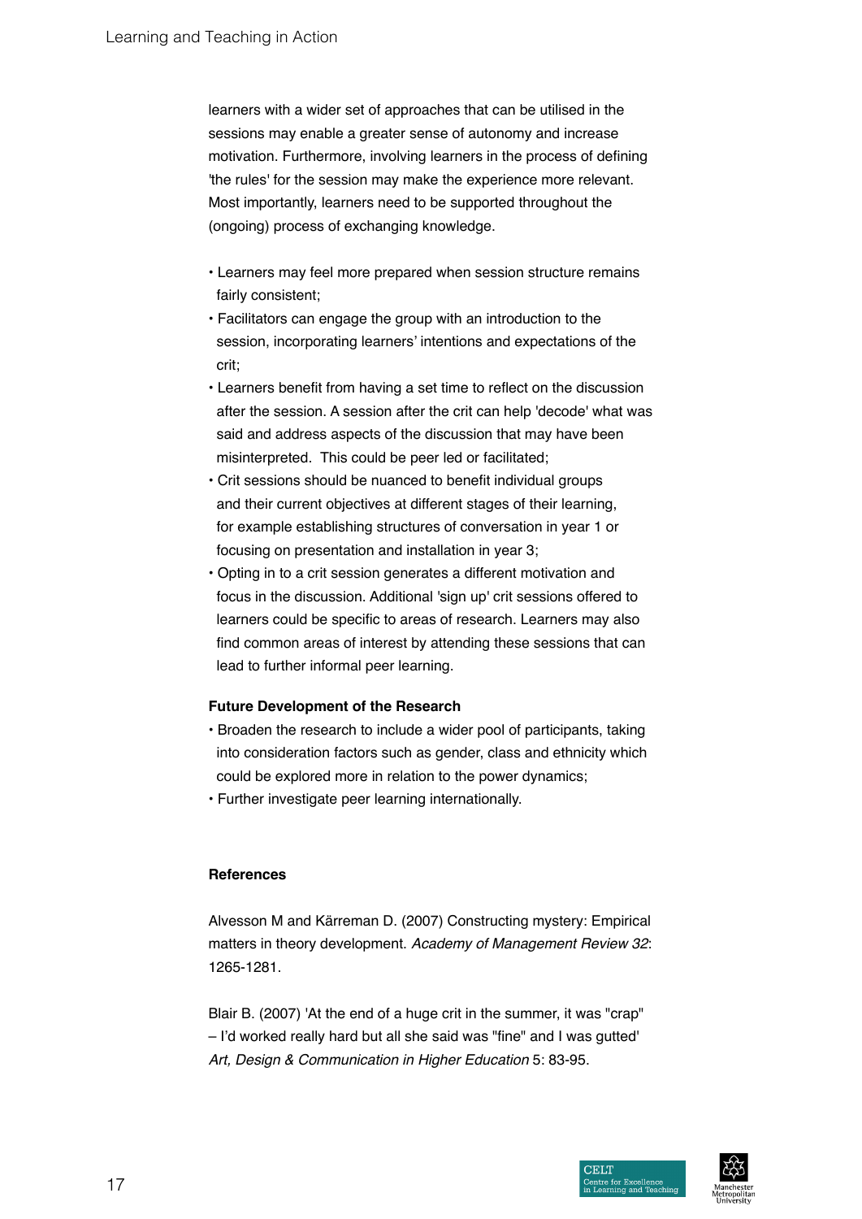learners with a wider set of approaches that can be utilised in the sessions may enable a greater sense of autonomy and increase motivation. Furthermore, involving learners in the process of defining 'the rules' for the session may make the experience more relevant. Most importantly, learners need to be supported throughout the (ongoing) process of exchanging knowledge.

- Learners may feel more prepared when session structure remains fairly consistent;
- Facilitators can engage the group with an introduction to the session, incorporating learners' intentions and expectations of the crit;
- Learners benefit from having a set time to reflect on the discussion after the session. A session after the crit can help 'decode' what was said and address aspects of the discussion that may have been misinterpreted. This could be peer led or facilitated;
- Crit sessions should be nuanced to benefit individual groups and their current objectives at different stages of their learning, for example establishing structures of conversation in year 1 or focusing on presentation and installation in year 3;
- Opting in to a crit session generates a different motivation and focus in the discussion. Additional 'sign up' crit sessions offered to learners could be specific to areas of research. Learners may also find common areas of interest by attending these sessions that can lead to further informal peer learning.

**Future Development of the Research**

- Broaden the research to include a wider pool of participants, taking into consideration factors such as gender, class and ethnicity which could be explored more in relation to the power dynamics;
- Further investigate peer learning internationally.

**References**

Alvesson M and Kärreman D. (2007) Constructing mystery: Empirical matters in theory development. *Academy of Management Review 32*: 1265-1281.

Blair B. (2007) 'At the end of a huge crit in the summer, it was "crap" – I'd worked really hard but all she said was "fine" and I was gutted' *Art, Design & Communication in Higher Education* 5: 83-95.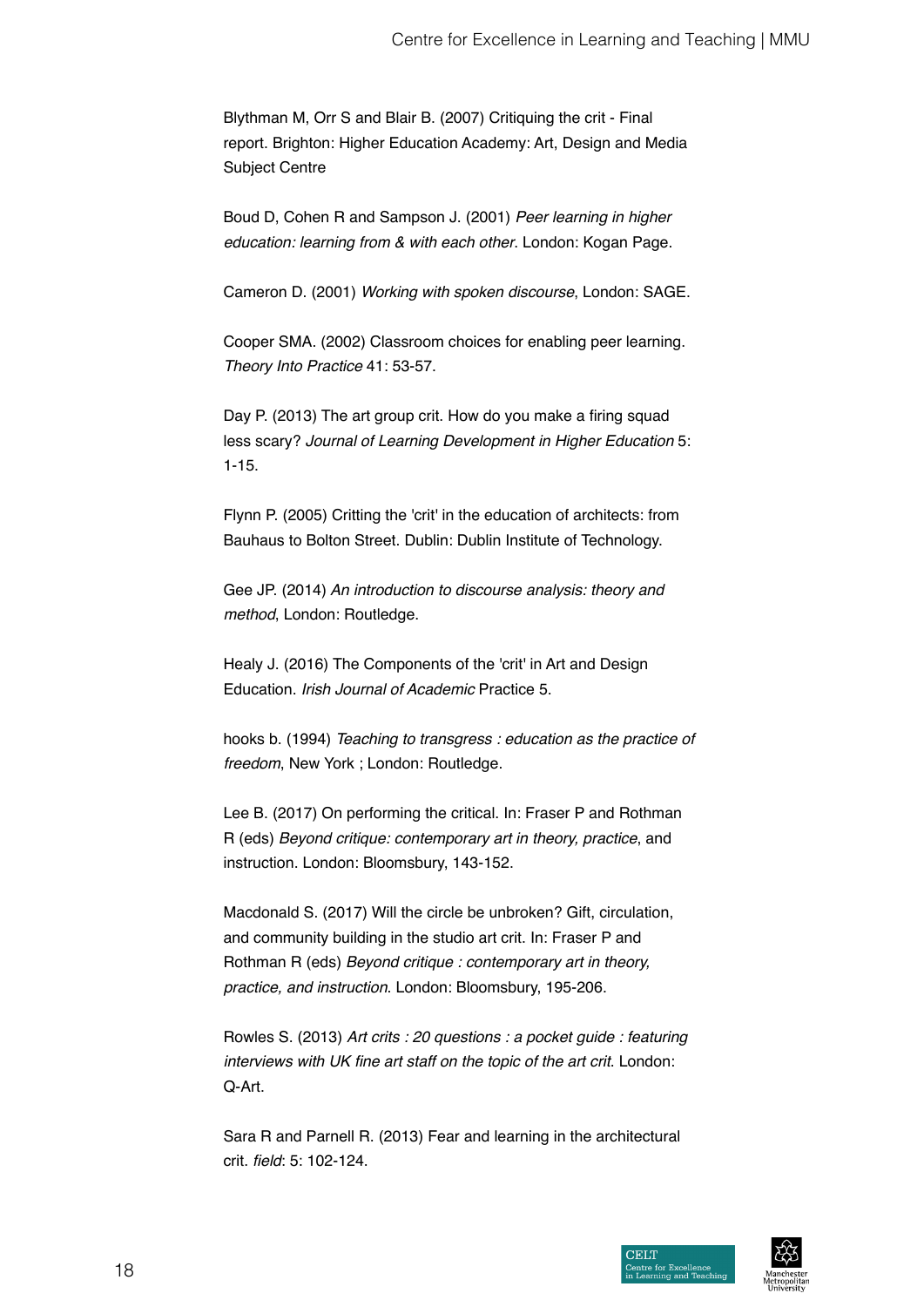Blythman M, Orr S and Blair B. (2007) Critiquing the crit - Final report. Brighton: Higher Education Academy: Art, Design and Media Subject Centre

Boud D, Cohen R and Sampson J. (2001) *Peer learning in higher education: learning from & with each other*. London: Kogan Page.

Cameron D. (2001) *Working with spoken discourse*, London: SAGE.

Cooper SMA. (2002) Classroom choices for enabling peer learning. *Theory Into Practice* 41: 53-57.

Day P. (2013) The art group crit. How do you make a firing squad less scary? *Journal of Learning Development in Higher Education* 5: 1-15.

Flynn P. (2005) Critting the 'crit' in the education of architects: from Bauhaus to Bolton Street. Dublin: Dublin Institute of Technology.

Gee JP. (2014) *An introduction to discourse analysis: theory and method*, London: Routledge.

Healy J. (2016) The Components of the 'crit' in Art and Design Education. *Irish Journal of Academic* Practice 5.

hooks b. (1994) *Teaching to transgress : education as the practice of freedom*, New York ; London: Routledge.

Lee B. (2017) On performing the critical. In: Fraser P and Rothman R (eds) *Beyond critique: contemporary art in theory, practice*, and instruction. London: Bloomsbury, 143-152.

Macdonald S. (2017) Will the circle be unbroken? Gift, circulation, and community building in the studio art crit. In: Fraser P and Rothman R (eds) *Beyond critique : contemporary art in theory, practice, and instruction*. London: Bloomsbury, 195-206.

Rowles S. (2013) *Art crits : 20 questions : a pocket guide : featuring interviews with UK fine art staff on the topic of the art crit*. London: Q-Art.

Sara R and Parnell R. (2013) Fear and learning in the architectural crit. *field*: 5: 102-124.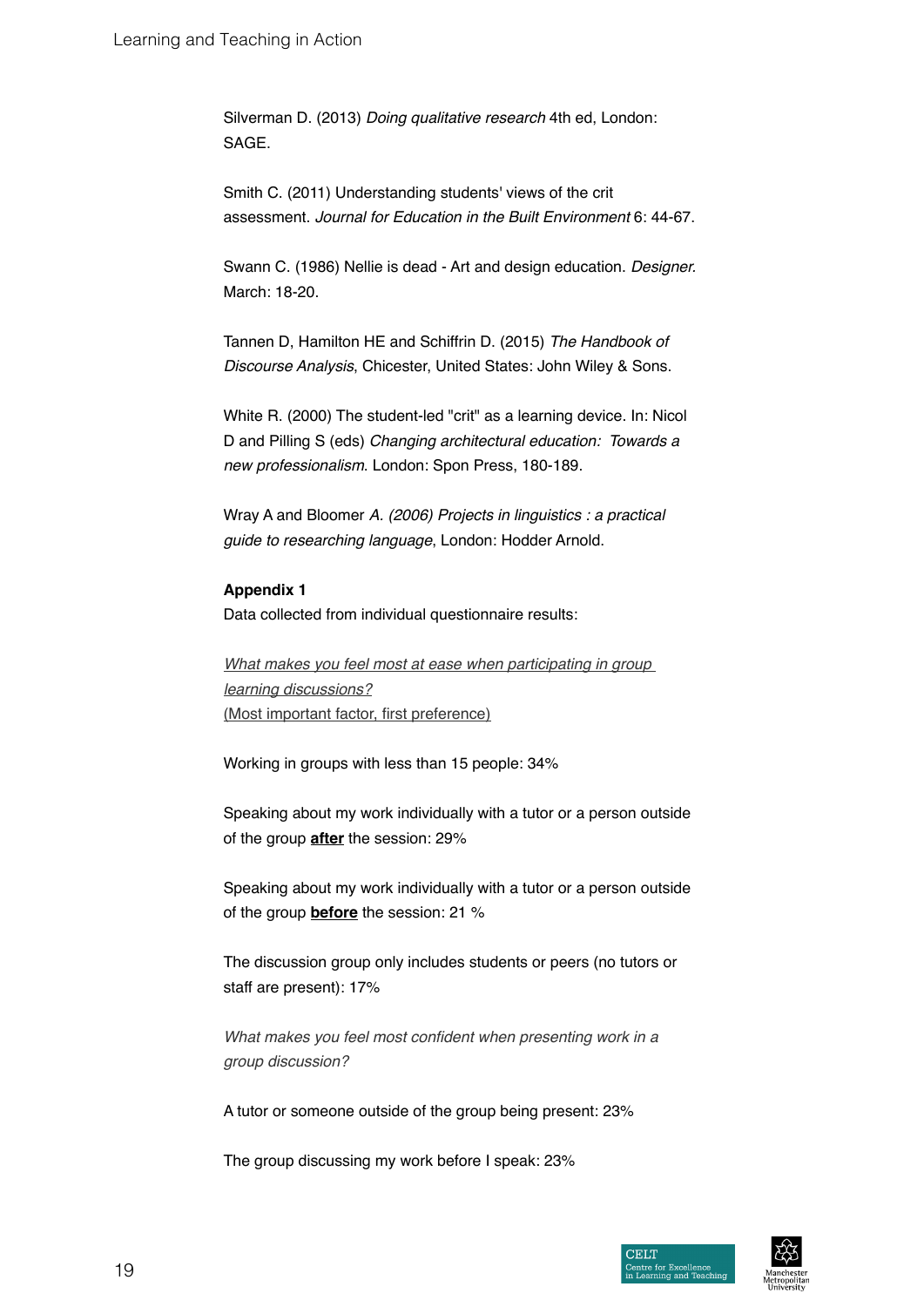Silverman D. (2013) *Doing qualitative research* 4th ed, London: SAGE.

Smith C. (2011) Understanding students' views of the crit assessment. *Journal for Education in the Built Environment* 6: 44-67.

Swann C. (1986) Nellie is dead - Art and design education. *Designer.* March: 18-20.

Tannen D, Hamilton HE and Schiffrin D. (2015) *The Handbook of Discourse Analysis*, Chicester, United States: John Wiley & Sons.

White R. (2000) The student-led "crit" as a learning device. In: Nicol D and Pilling S (eds) *Changing architectural education: Towards a new professionalism*. London: Spon Press, 180-189.

Wray A and Bloomer *A. (2006) Projects in linguistics : a practical guide to researching language*, London: Hodder Arnold.

**Appendix 1**

Data collected from individual questionnaire results:

*What makes you feel most at ease when participating in group learning discussions?*
(Most important factor, first preference)

Working in groups with less than 15 people: 34%

Speaking about my work individually with a tutor or a person outside of the group **after** the session: 29%

Speaking about my work individually with a tutor or a person outside of the group **before** the session: 21 %

The discussion group only includes students or peers (no tutors or staff are present): 17%

*What makes you feel most confident when presenting work in a group discussion?*

A tutor or someone outside of the group being present: 23%

The group discussing my work before I speak: 23%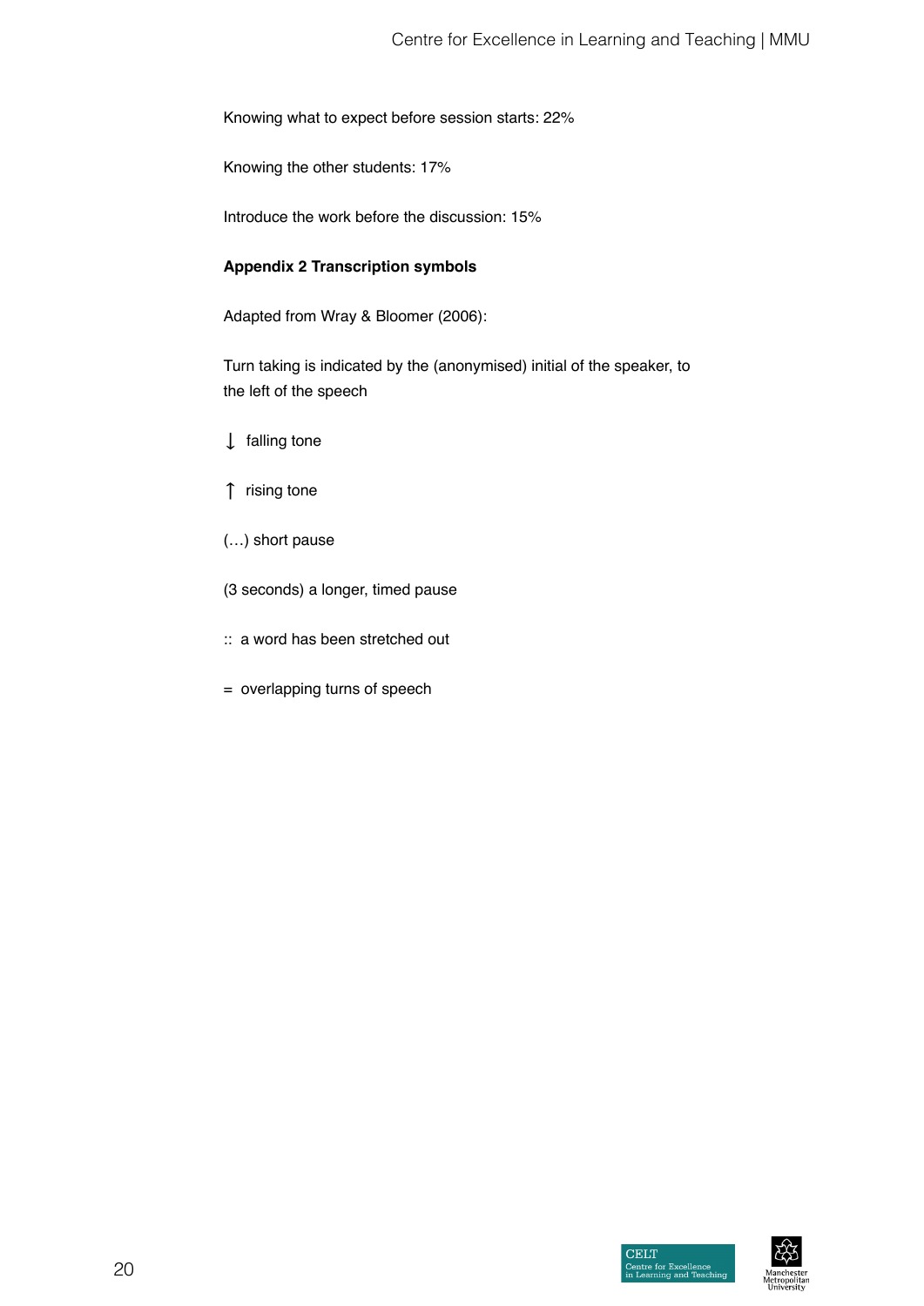Knowing what to expect before session starts: 22%

Knowing the other students: 17%

Introduce the work before the discussion: 15%

**Appendix 2 Transcription symbols**

Adapted from Wray & Bloomer (2006):

Turn taking is indicated by the (anonymised) initial of the speaker, to the left of the speech

↓ falling tone

↑ rising tone

(…) short pause

(3 seconds) a longer, timed pause

:: a word has been stretched out

= overlapping turns of speech